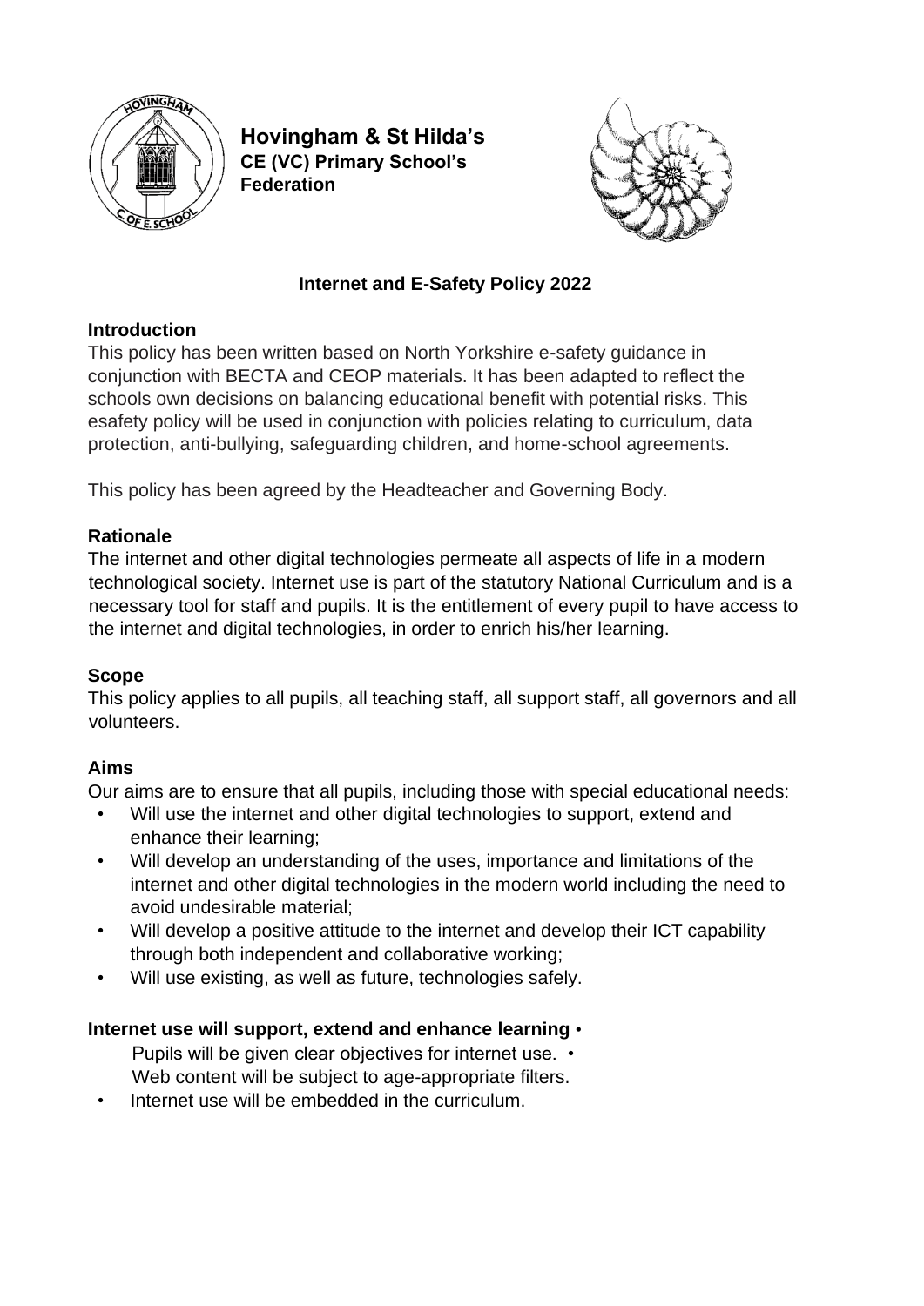**Hovingham & St Hilda's**
**CE (VC) Primary School's Federation**

## Internet and E-Safety Policy 2022

### Introduction

This policy has been written based on North Yorkshire e-safety guidance in conjunction with BECTA and CEOP materials. It has been adapted to reflect the schools own decisions on balancing educational benefit with potential risks. This esafety policy will be used in conjunction with policies relating to curriculum, data protection, anti-bullying, safeguarding children, and home-school agreements.

This policy has been agreed by the Headteacher and Governing Body.

### Rationale

The internet and other digital technologies permeate all aspects of life in a modern technological society. Internet use is part of the statutory National Curriculum and is a necessary tool for staff and pupils. It is the entitlement of every pupil to have access to the internet and digital technologies, in order to enrich his/her learning.

### Scope

This policy applies to all pupils, all teaching staff, all support staff, all governors and all volunteers.

### Aims

Our aims are to ensure that all pupils, including those with special educational needs:

- Will use the internet and other digital technologies to support, extend and enhance their learning;
- Will develop an understanding of the uses, importance and limitations of the internet and other digital technologies in the modern world including the need to avoid undesirable material;
- Will develop a positive attitude to the internet and develop their ICT capability through both independent and collaborative working;
- Will use existing, as well as future, technologies safely.

### Internet use will support, extend and enhance learning

- Pupils will be given clear objectives for internet use.
- Web content will be subject to age-appropriate filters.
- Internet use will be embedded in the curriculum.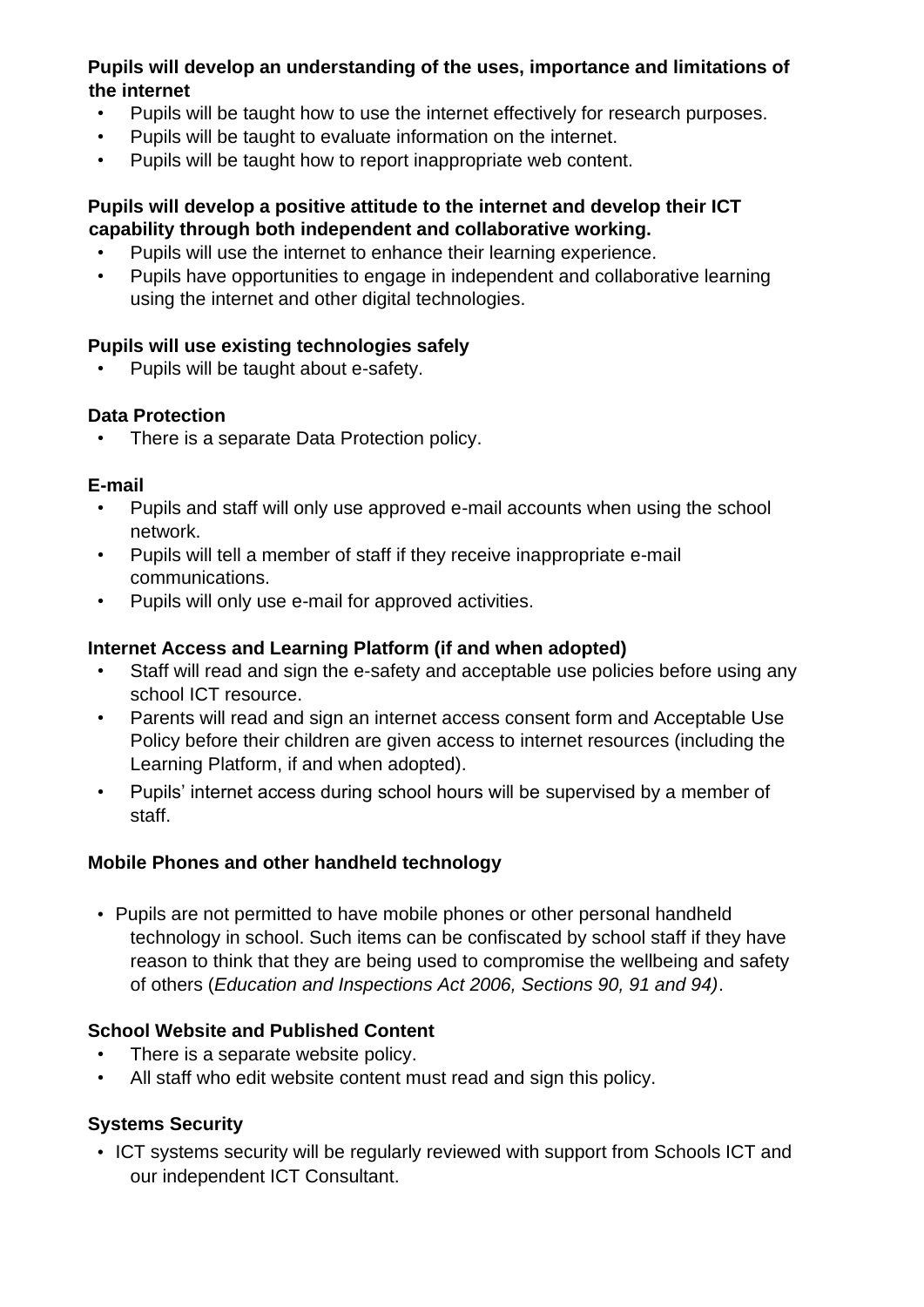**Pupils will develop an understanding of the uses, importance and limitations of the internet**

- Pupils will be taught how to use the internet effectively for research purposes.
- Pupils will be taught to evaluate information on the internet.
- Pupils will be taught how to report inappropriate web content.

**Pupils will develop a positive attitude to the internet and develop their ICT capability through both independent and collaborative working.**

- Pupils will use the internet to enhance their learning experience.
- Pupils have opportunities to engage in independent and collaborative learning using the internet and other digital technologies.

**Pupils will use existing technologies safely**

- Pupils will be taught about e-safety.

**Data Protection**

- There is a separate Data Protection policy.

**E-mail**

- Pupils and staff will only use approved e-mail accounts when using the school network.
- Pupils will tell a member of staff if they receive inappropriate e-mail communications.
- Pupils will only use e-mail for approved activities.

**Internet Access and Learning Platform (if and when adopted)**

- Staff will read and sign the e-safety and acceptable use policies before using any school ICT resource.
- Parents will read and sign an internet access consent form and Acceptable Use Policy before their children are given access to internet resources (including the Learning Platform, if and when adopted).
- Pupils' internet access during school hours will be supervised by a member of staff.

**Mobile Phones and other handheld technology**

- Pupils are not permitted to have mobile phones or other personal handheld technology in school. Such items can be confiscated by school staff if they have reason to think that they are being used to compromise the wellbeing and safety of others (*Education and Inspections Act 2006, Sections 90, 91 and 94)*.

**School Website and Published Content**

- There is a separate website policy.
- All staff who edit website content must read and sign this policy.

**Systems Security**

- ICT systems security will be regularly reviewed with support from Schools ICT and our independent ICT Consultant.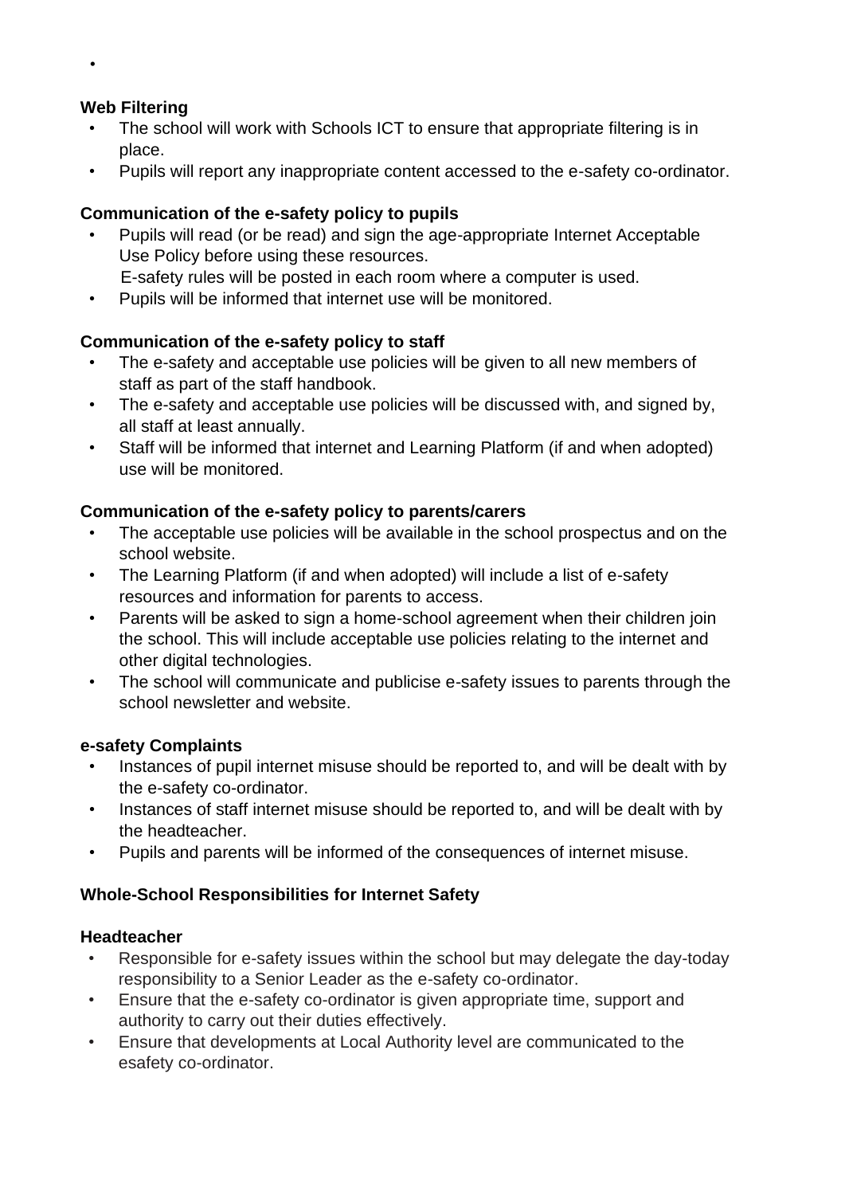-

**Web Filtering**

- The school will work with Schools ICT to ensure that appropriate filtering is in place.
- Pupils will report any inappropriate content accessed to the e-safety co-ordinator.

**Communication of the e-safety policy to pupils**

- Pupils will read (or be read) and sign the age-appropriate Internet Acceptable Use Policy before using these resources.
  E-safety rules will be posted in each room where a computer is used.
- Pupils will be informed that internet use will be monitored.

**Communication of the e-safety policy to staff**

- The e-safety and acceptable use policies will be given to all new members of staff as part of the staff handbook.
- The e-safety and acceptable use policies will be discussed with, and signed by, all staff at least annually.
- Staff will be informed that internet and Learning Platform (if and when adopted) use will be monitored.

**Communication of the e-safety policy to parents/carers**

- The acceptable use policies will be available in the school prospectus and on the school website.
- The Learning Platform (if and when adopted) will include a list of e-safety resources and information for parents to access.
- Parents will be asked to sign a home-school agreement when their children join the school. This will include acceptable use policies relating to the internet and other digital technologies.
- The school will communicate and publicise e-safety issues to parents through the school newsletter and website.

**e-safety Complaints**

- Instances of pupil internet misuse should be reported to, and will be dealt with by the e-safety co-ordinator.
- Instances of staff internet misuse should be reported to, and will be dealt with by the headteacher.
- Pupils and parents will be informed of the consequences of internet misuse.

**Whole-School Responsibilities for Internet Safety**

**Headteacher**

- Responsible for e-safety issues within the school but may delegate the day-today responsibility to a Senior Leader as the e-safety co-ordinator.
- Ensure that the e-safety co-ordinator is given appropriate time, support and authority to carry out their duties effectively.
- Ensure that developments at Local Authority level are communicated to the esafety co-ordinator.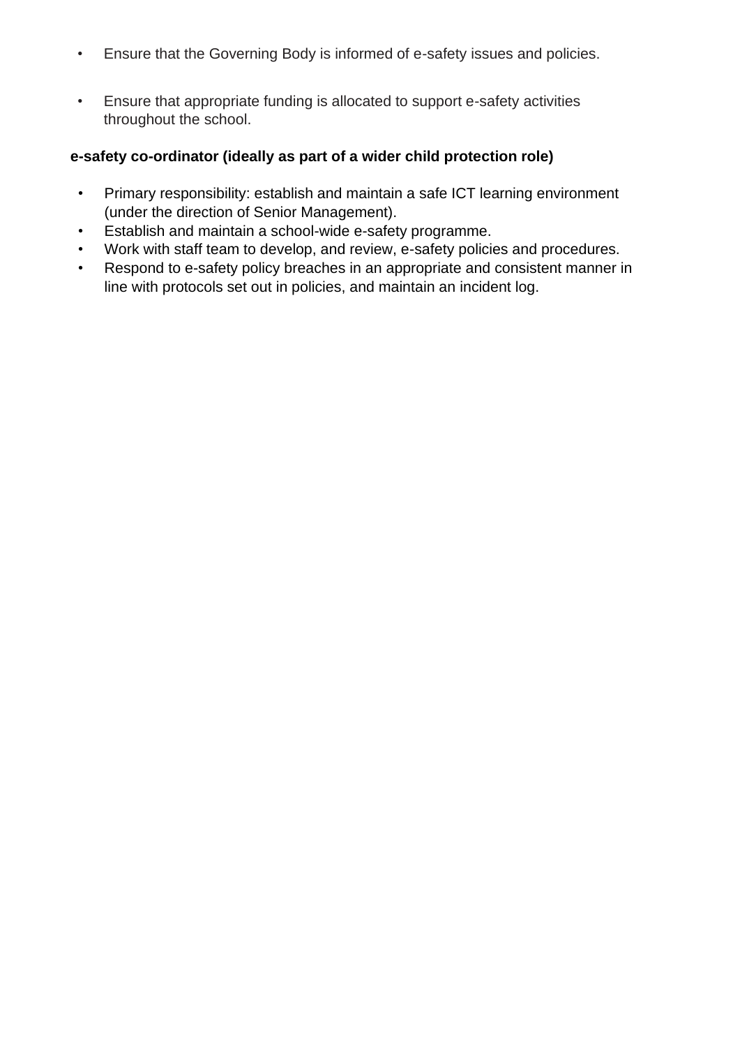- Ensure that the Governing Body is informed of e-safety issues and policies.

- Ensure that appropriate funding is allocated to support e-safety activities throughout the school.

**e-safety co-ordinator (ideally as part of a wider child protection role)**

- Primary responsibility: establish and maintain a safe ICT learning environment (under the direction of Senior Management).
- Establish and maintain a school-wide e-safety programme.
- Work with staff team to develop, and review, e-safety policies and procedures.
- Respond to e-safety policy breaches in an appropriate and consistent manner in line with protocols set out in policies, and maintain an incident log.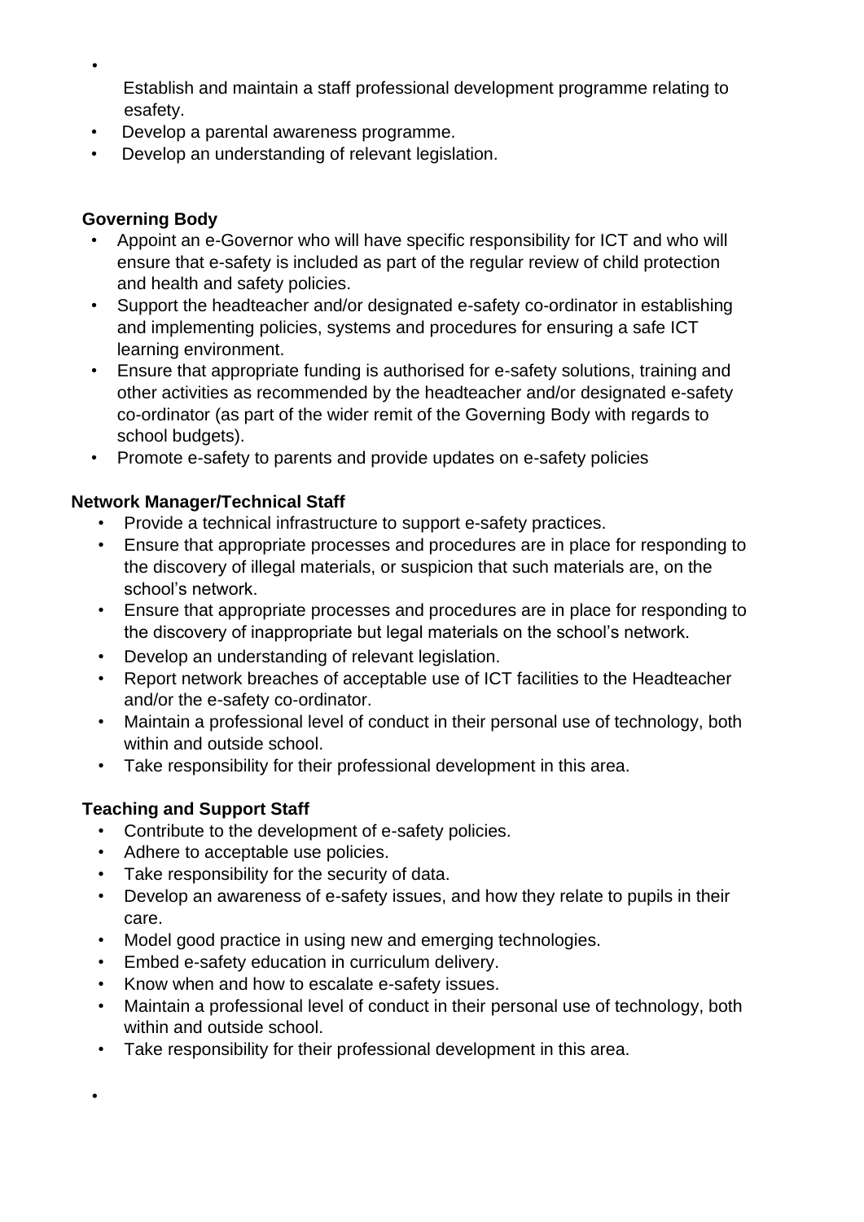- Establish and maintain a staff professional development programme relating to esafety.
- Develop a parental awareness programme.
- Develop an understanding of relevant legislation.

**Governing Body**

- Appoint an e-Governor who will have specific responsibility for ICT and who will ensure that e-safety is included as part of the regular review of child protection and health and safety policies.
- Support the headteacher and/or designated e-safety co-ordinator in establishing and implementing policies, systems and procedures for ensuring a safe ICT learning environment.
- Ensure that appropriate funding is authorised for e-safety solutions, training and other activities as recommended by the headteacher and/or designated e-safety co-ordinator (as part of the wider remit of the Governing Body with regards to school budgets).
- Promote e-safety to parents and provide updates on e-safety policies

**Network Manager/Technical Staff**

- Provide a technical infrastructure to support e-safety practices.
- Ensure that appropriate processes and procedures are in place for responding to the discovery of illegal materials, or suspicion that such materials are, on the school's network.
- Ensure that appropriate processes and procedures are in place for responding to the discovery of inappropriate but legal materials on the school's network.
- Develop an understanding of relevant legislation.
- Report network breaches of acceptable use of ICT facilities to the Headteacher and/or the e-safety co-ordinator.
- Maintain a professional level of conduct in their personal use of technology, both within and outside school.
- Take responsibility for their professional development in this area.

**Teaching and Support Staff**

- Contribute to the development of e-safety policies.
- Adhere to acceptable use policies.
- Take responsibility for the security of data.
- Develop an awareness of e-safety issues, and how they relate to pupils in their care.
- Model good practice in using new and emerging technologies.
- Embed e-safety education in curriculum delivery.
- Know when and how to escalate e-safety issues.
- Maintain a professional level of conduct in their personal use of technology, both within and outside school.
- Take responsibility for their professional development in this area.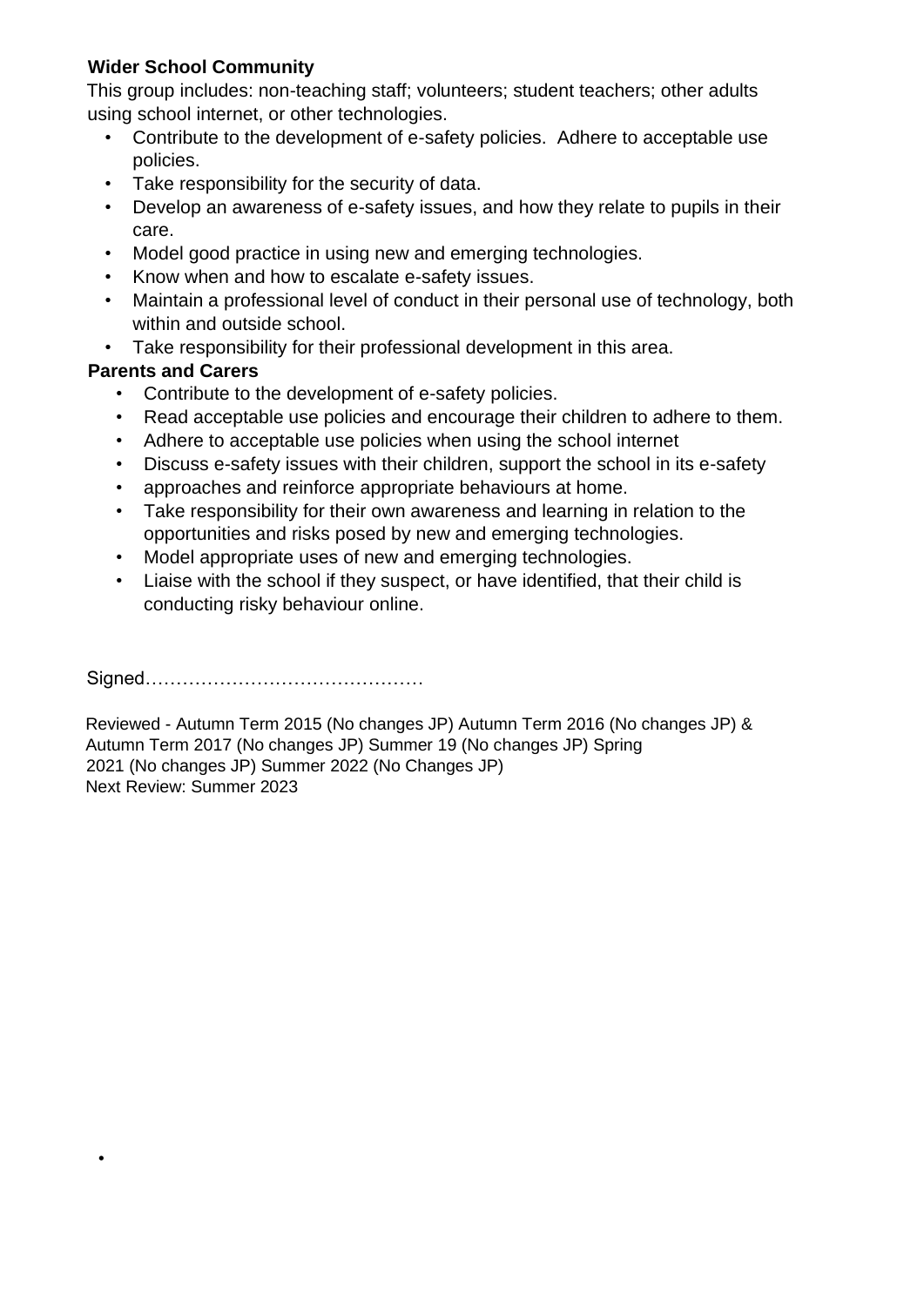**Wider School Community**

This group includes: non-teaching staff; volunteers; student teachers; other adults using school internet, or other technologies.

- Contribute to the development of e-safety policies. Adhere to acceptable use policies.
- Take responsibility for the security of data.
- Develop an awareness of e-safety issues, and how they relate to pupils in their care.
- Model good practice in using new and emerging technologies.
- Know when and how to escalate e-safety issues.
- Maintain a professional level of conduct in their personal use of technology, both within and outside school.
- Take responsibility for their professional development in this area.

**Parents and Carers**

- Contribute to the development of e-safety policies.
- Read acceptable use policies and encourage their children to adhere to them.
- Adhere to acceptable use policies when using the school internet
- Discuss e-safety issues with their children, support the school in its e-safety
- approaches and reinforce appropriate behaviours at home.
- Take responsibility for their own awareness and learning in relation to the opportunities and risks posed by new and emerging technologies.
- Model appropriate uses of new and emerging technologies.
- Liaise with the school if they suspect, or have identified, that their child is conducting risky behaviour online.

Signed………………………………………

Reviewed - Autumn Term 2015 (No changes JP) Autumn Term 2016 (No changes JP) & Autumn Term 2017 (No changes JP) Summer 19 (No changes JP) Spring 2021 (No changes JP) Summer 2022 (No Changes JP)
Next Review: Summer 2023